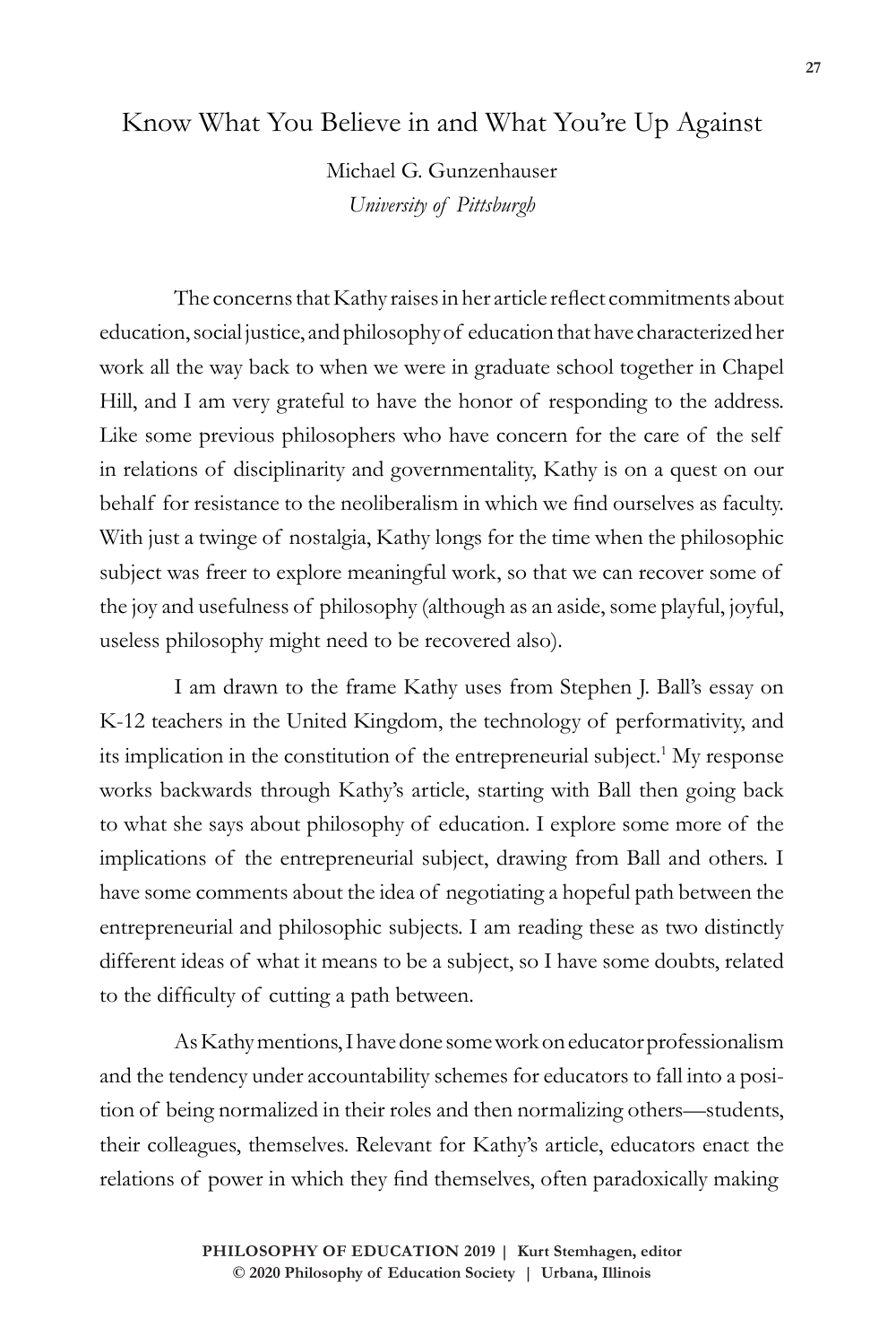# Know What You Believe in and What You're Up Against

Michael G. Gunzenhauser
*University of Pittsburgh*

The concerns that Kathy raises in her article reflect commitments about education, social justice, and philosophy of education that have characterized her work all the way back to when we were in graduate school together in Chapel Hill, and I am very grateful to have the honor of responding to the address. Like some previous philosophers who have concern for the care of the self in relations of disciplinarity and governmentality, Kathy is on a quest on our behalf for resistance to the neoliberalism in which we find ourselves as faculty. With just a twinge of nostalgia, Kathy longs for the time when the philosophic subject was freer to explore meaningful work, so that we can recover some of the joy and usefulness of philosophy (although as an aside, some playful, joyful, useless philosophy might need to be recovered also).

I am drawn to the frame Kathy uses from Stephen J. Ball's essay on K-12 teachers in the United Kingdom, the technology of performativity, and its implication in the constitution of the entrepreneurial subject.[1] My response works backwards through Kathy's article, starting with Ball then going back to what she says about philosophy of education. I explore some more of the implications of the entrepreneurial subject, drawing from Ball and others. I have some comments about the idea of negotiating a hopeful path between the entrepreneurial and philosophic subjects. I am reading these as two distinctly different ideas of what it means to be a subject, so I have some doubts, related to the difficulty of cutting a path between.

As Kathy mentions, I have done some work on educator professionalism and the tendency under accountability schemes for educators to fall into a position of being normalized in their roles and then normalizing others—students, their colleagues, themselves. Relevant for Kathy's article, educators enact the relations of power in which they find themselves, often paradoxically making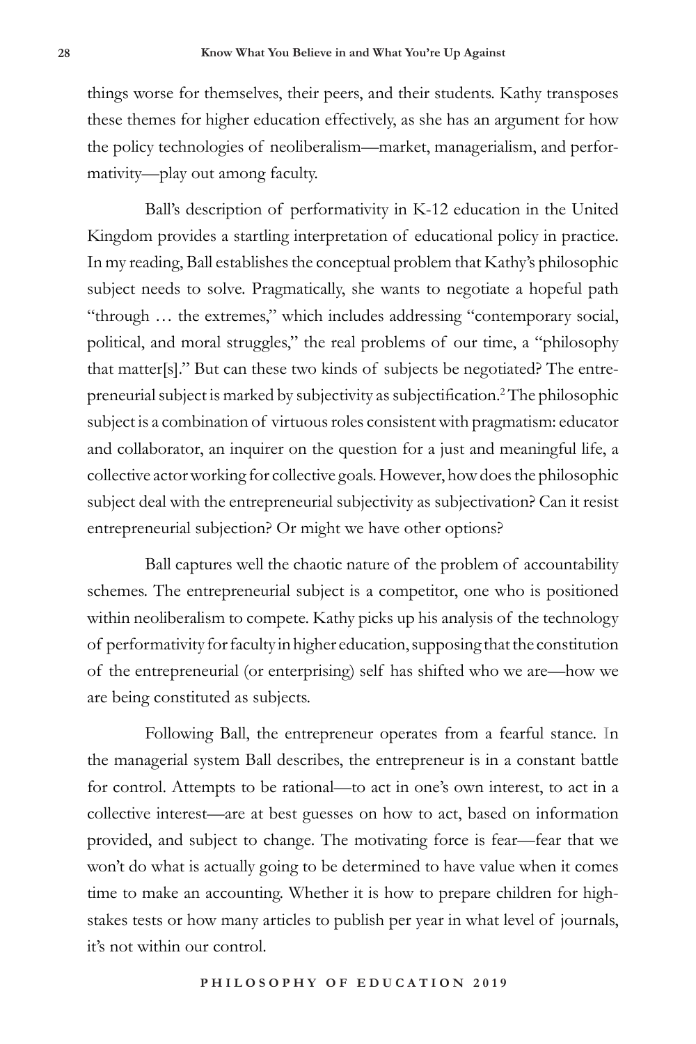things worse for themselves, their peers, and their students. Kathy transposes these themes for higher education effectively, as she has an argument for how the policy technologies of neoliberalism—market, managerialism, and performativity—play out among faculty.

Ball's description of performativity in K-12 education in the United Kingdom provides a startling interpretation of educational policy in practice. In my reading, Ball establishes the conceptual problem that Kathy's philosophic subject needs to solve. Pragmatically, she wants to negotiate a hopeful path "through … the extremes," which includes addressing "contemporary social, political, and moral struggles," the real problems of our time, a "philosophy that matter[s]." But can these two kinds of subjects be negotiated? The entrepreneurial subject is marked by subjectivity as subjectification.[2] The philosophic subject is a combination of virtuous roles consistent with pragmatism: educator and collaborator, an inquirer on the question for a just and meaningful life, a collective actor working for collective goals. However, how does the philosophic subject deal with the entrepreneurial subjectivity as subjectivation? Can it resist entrepreneurial subjection? Or might we have other options?

Ball captures well the chaotic nature of the problem of accountability schemes. The entrepreneurial subject is a competitor, one who is positioned within neoliberalism to compete. Kathy picks up his analysis of the technology of performativity for faculty in higher education, supposing that the constitution of the entrepreneurial (or enterprising) self has shifted who we are—how we are being constituted as subjects.

Following Ball, the entrepreneur operates from a fearful stance. In the managerial system Ball describes, the entrepreneur is in a constant battle for control. Attempts to be rational—to act in one's own interest, to act in a collective interest—are at best guesses on how to act, based on information provided, and subject to change. The motivating force is fear—fear that we won't do what is actually going to be determined to have value when it comes time to make an accounting. Whether it is how to prepare children for high-stakes tests or how many articles to publish per year in what level of journals, it's not within our control.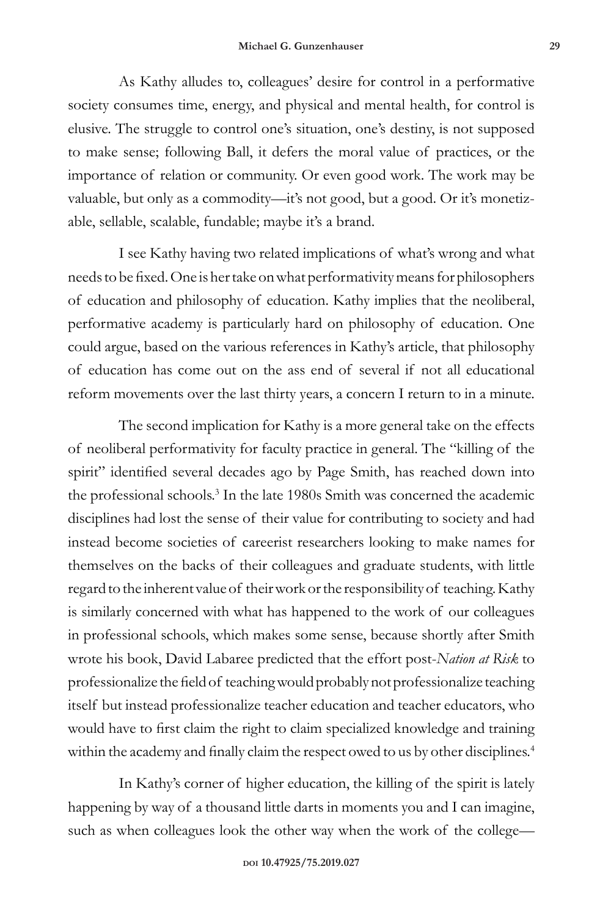As Kathy alludes to, colleagues' desire for control in a performative society consumes time, energy, and physical and mental health, for control is elusive. The struggle to control one's situation, one's destiny, is not supposed to make sense; following Ball, it defers the moral value of practices, or the importance of relation or community. Or even good work. The work may be valuable, but only as a commodity—it's not good, but a good. Or it's monetizable, sellable, scalable, fundable; maybe it's a brand.

I see Kathy having two related implications of what's wrong and what needs to be fixed. One is her take on what performativity means for philosophers of education and philosophy of education. Kathy implies that the neoliberal, performative academy is particularly hard on philosophy of education. One could argue, based on the various references in Kathy's article, that philosophy of education has come out on the ass end of several if not all educational reform movements over the last thirty years, a concern I return to in a minute.

The second implication for Kathy is a more general take on the effects of neoliberal performativity for faculty practice in general. The "killing of the spirit" identified several decades ago by Page Smith, has reached down into the professional schools.[3] In the late 1980s Smith was concerned the academic disciplines had lost the sense of their value for contributing to society and had instead become societies of careerist researchers looking to make names for themselves on the backs of their colleagues and graduate students, with little regard to the inherent value of their work or the responsibility of teaching. Kathy is similarly concerned with what has happened to the work of our colleagues in professional schools, which makes some sense, because shortly after Smith wrote his book, David Labaree predicted that the effort post-*Nation at Risk* to professionalize the field of teaching would probably not professionalize teaching itself but instead professionalize teacher education and teacher educators, who would have to first claim the right to claim specialized knowledge and training within the academy and finally claim the respect owed to us by other disciplines.[4]

In Kathy's corner of higher education, the killing of the spirit is lately happening by way of a thousand little darts in moments you and I can imagine, such as when colleagues look the other way when the work of the college—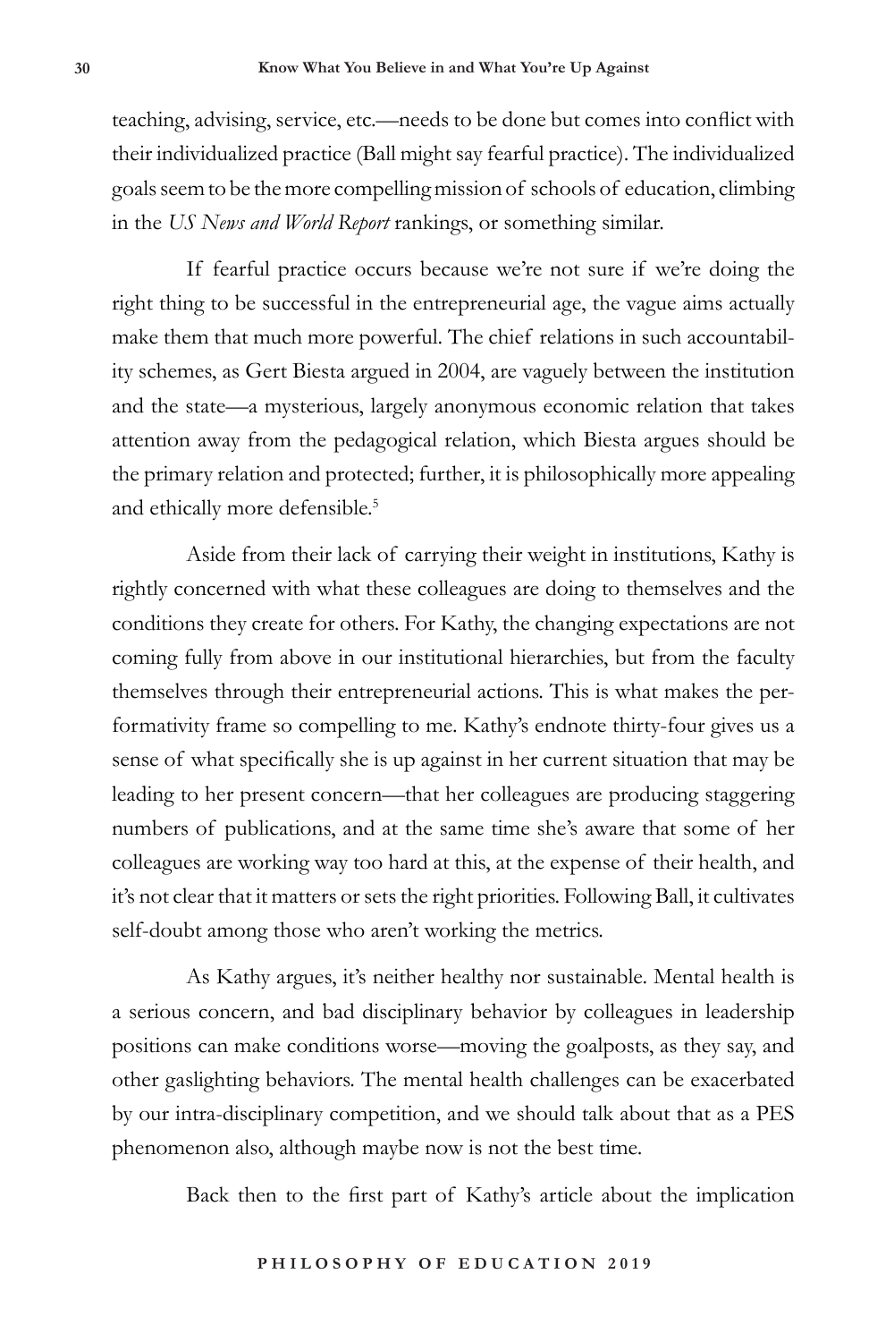teaching, advising, service, etc.—needs to be done but comes into conflict with their individualized practice (Ball might say fearful practice). The individualized goals seem to be the more compelling mission of schools of education, climbing in the *US News and World Report* rankings, or something similar.

If fearful practice occurs because we're not sure if we're doing the right thing to be successful in the entrepreneurial age, the vague aims actually make them that much more powerful. The chief relations in such accountability schemes, as Gert Biesta argued in 2004, are vaguely between the institution and the state—a mysterious, largely anonymous economic relation that takes attention away from the pedagogical relation, which Biesta argues should be the primary relation and protected; further, it is philosophically more appealing and ethically more defensible.[5]

Aside from their lack of carrying their weight in institutions, Kathy is rightly concerned with what these colleagues are doing to themselves and the conditions they create for others. For Kathy, the changing expectations are not coming fully from above in our institutional hierarchies, but from the faculty themselves through their entrepreneurial actions. This is what makes the performativity frame so compelling to me. Kathy's endnote thirty-four gives us a sense of what specifically she is up against in her current situation that may be leading to her present concern—that her colleagues are producing staggering numbers of publications, and at the same time she's aware that some of her colleagues are working way too hard at this, at the expense of their health, and it's not clear that it matters or sets the right priorities. Following Ball, it cultivates self-doubt among those who aren't working the metrics.

As Kathy argues, it's neither healthy nor sustainable. Mental health is a serious concern, and bad disciplinary behavior by colleagues in leadership positions can make conditions worse—moving the goalposts, as they say, and other gaslighting behaviors. The mental health challenges can be exacerbated by our intra-disciplinary competition, and we should talk about that as a PES phenomenon also, although maybe now is not the best time.

Back then to the first part of Kathy's article about the implication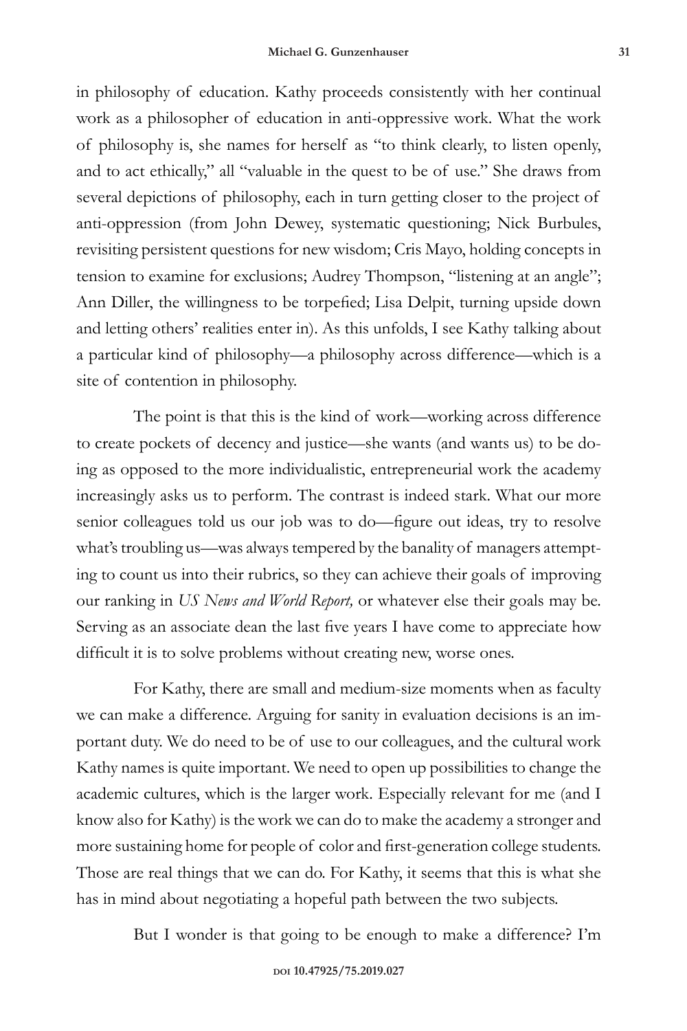in philosophy of education. Kathy proceeds consistently with her continual work as a philosopher of education in anti-oppressive work. What the work of philosophy is, she names for herself as "to think clearly, to listen openly, and to act ethically," all "valuable in the quest to be of use." She draws from several depictions of philosophy, each in turn getting closer to the project of anti-oppression (from John Dewey, systematic questioning; Nick Burbules, revisiting persistent questions for new wisdom; Cris Mayo, holding concepts in tension to examine for exclusions; Audrey Thompson, "listening at an angle"; Ann Diller, the willingness to be torpefied; Lisa Delpit, turning upside down and letting others' realities enter in). As this unfolds, I see Kathy talking about a particular kind of philosophy—a philosophy across difference—which is a site of contention in philosophy.

The point is that this is the kind of work—working across difference to create pockets of decency and justice—she wants (and wants us) to be doing as opposed to the more individualistic, entrepreneurial work the academy increasingly asks us to perform. The contrast is indeed stark. What our more senior colleagues told us our job was to do—figure out ideas, try to resolve what's troubling us—was always tempered by the banality of managers attempting to count us into their rubrics, so they can achieve their goals of improving our ranking in *US News and World Report,* or whatever else their goals may be. Serving as an associate dean the last five years I have come to appreciate how difficult it is to solve problems without creating new, worse ones.

For Kathy, there are small and medium-size moments when as faculty we can make a difference. Arguing for sanity in evaluation decisions is an important duty. We do need to be of use to our colleagues, and the cultural work Kathy names is quite important. We need to open up possibilities to change the academic cultures, which is the larger work. Especially relevant for me (and I know also for Kathy) is the work we can do to make the academy a stronger and more sustaining home for people of color and first-generation college students. Those are real things that we can do. For Kathy, it seems that this is what she has in mind about negotiating a hopeful path between the two subjects.

But I wonder is that going to be enough to make a difference? I'm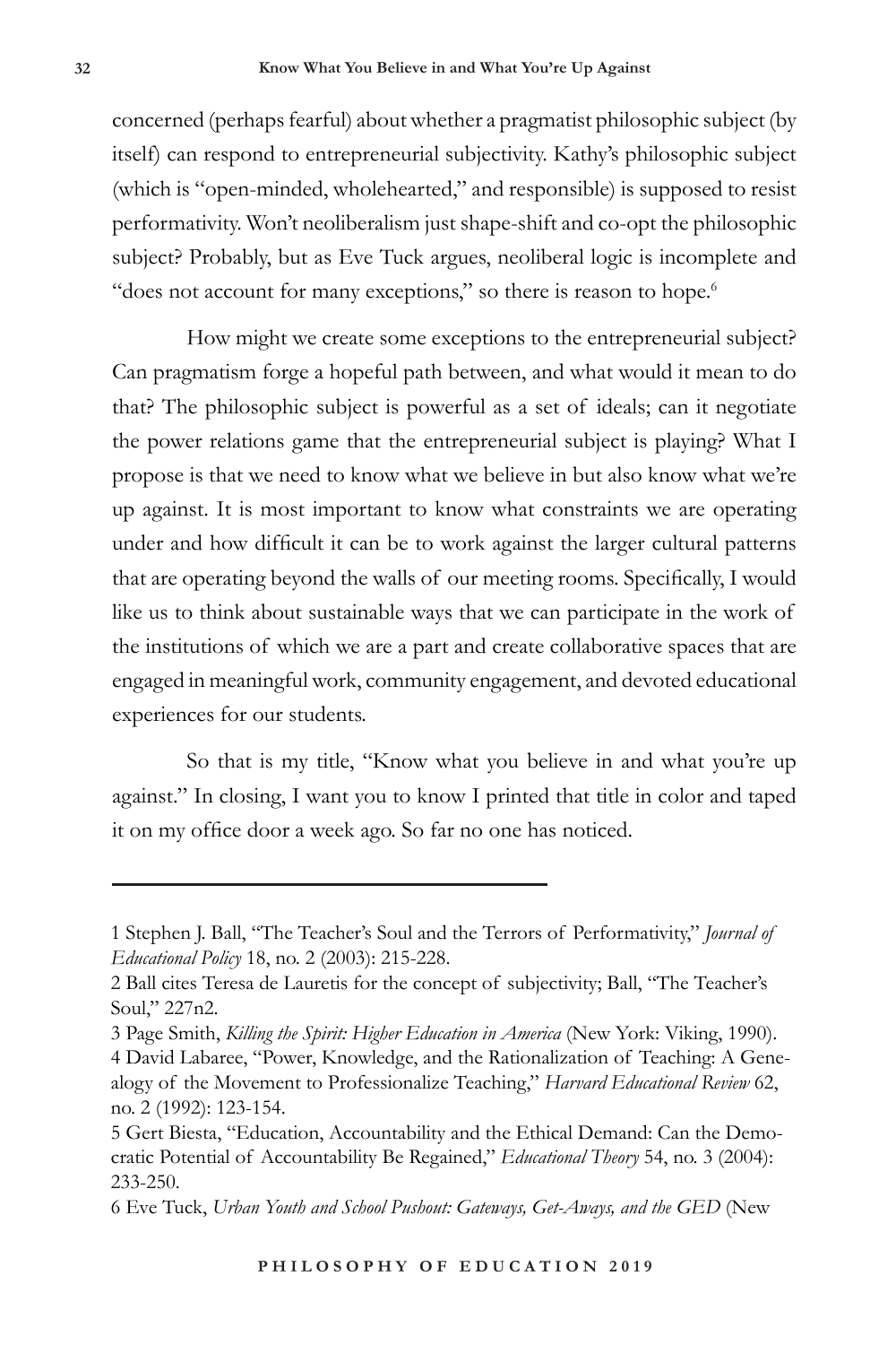concerned (perhaps fearful) about whether a pragmatist philosophic subject (by itself) can respond to entrepreneurial subjectivity. Kathy's philosophic subject (which is "open-minded, wholehearted," and responsible) is supposed to resist performativity. Won't neoliberalism just shape-shift and co-opt the philosophic subject? Probably, but as Eve Tuck argues, neoliberal logic is incomplete and "does not account for many exceptions," so there is reason to hope.[6]

How might we create some exceptions to the entrepreneurial subject? Can pragmatism forge a hopeful path between, and what would it mean to do that? The philosophic subject is powerful as a set of ideals; can it negotiate the power relations game that the entrepreneurial subject is playing? What I propose is that we need to know what we believe in but also know what we're up against. It is most important to know what constraints we are operating under and how difficult it can be to work against the larger cultural patterns that are operating beyond the walls of our meeting rooms. Specifically, I would like us to think about sustainable ways that we can participate in the work of the institutions of which we are a part and create collaborative spaces that are engaged in meaningful work, community engagement, and devoted educational experiences for our students.

So that is my title, "Know what you believe in and what you're up against." In closing, I want you to know I printed that title in color and taped it on my office door a week ago. So far no one has noticed.

---

1 Stephen J. Ball, "The Teacher's Soul and the Terrors of Performativity," *Journal of Educational Policy* 18, no. 2 (2003): 215-228.

2 Ball cites Teresa de Lauretis for the concept of subjectivity; Ball, "The Teacher's Soul," 227n2.

3 Page Smith, *Killing the Spirit: Higher Education in America* (New York: Viking, 1990).

4 David Labaree, "Power, Knowledge, and the Rationalization of Teaching: A Genealogy of the Movement to Professionalize Teaching," *Harvard Educational Review* 62, no. 2 (1992): 123-154.

5 Gert Biesta, "Education, Accountability and the Ethical Demand: Can the Democratic Potential of Accountability Be Regained," *Educational Theory* 54, no. 3 (2004): 233-250.

6 Eve Tuck, *Urban Youth and School Pushout: Gateways, Get-Aways, and the GED* (New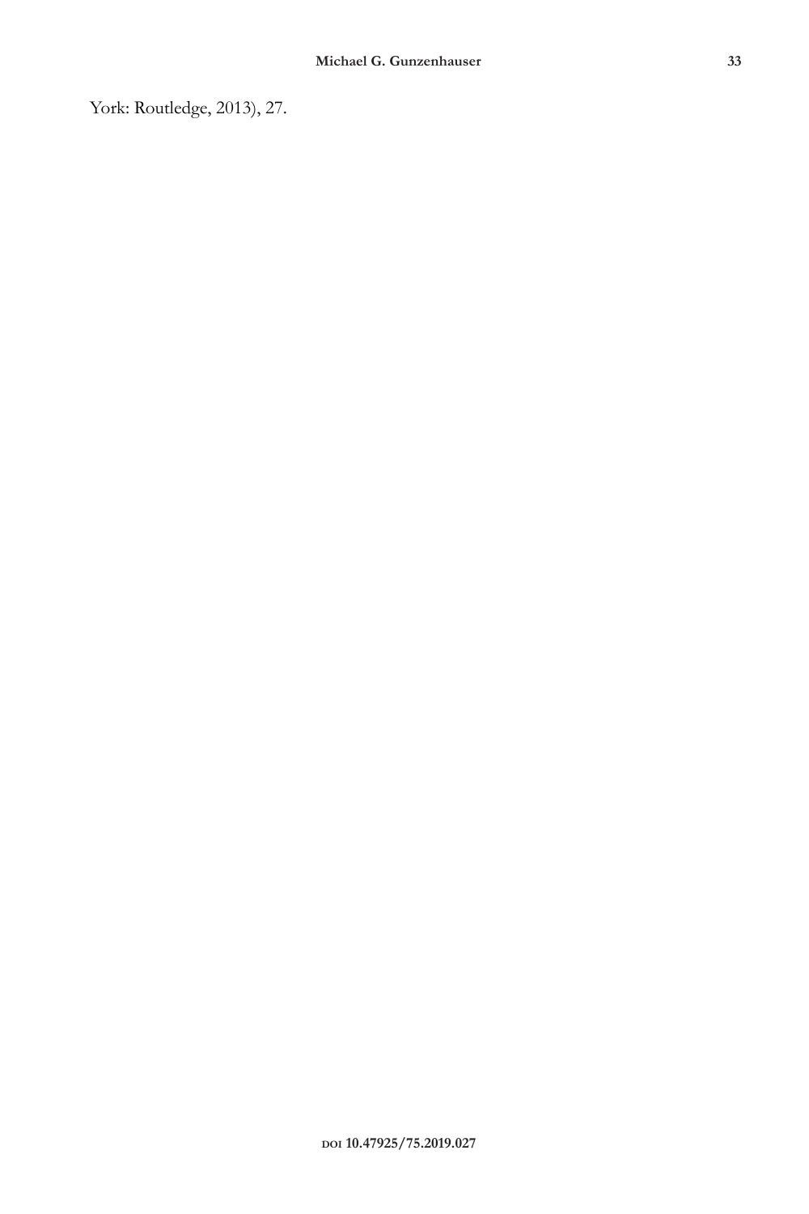York: Routledge, 2013), 27.